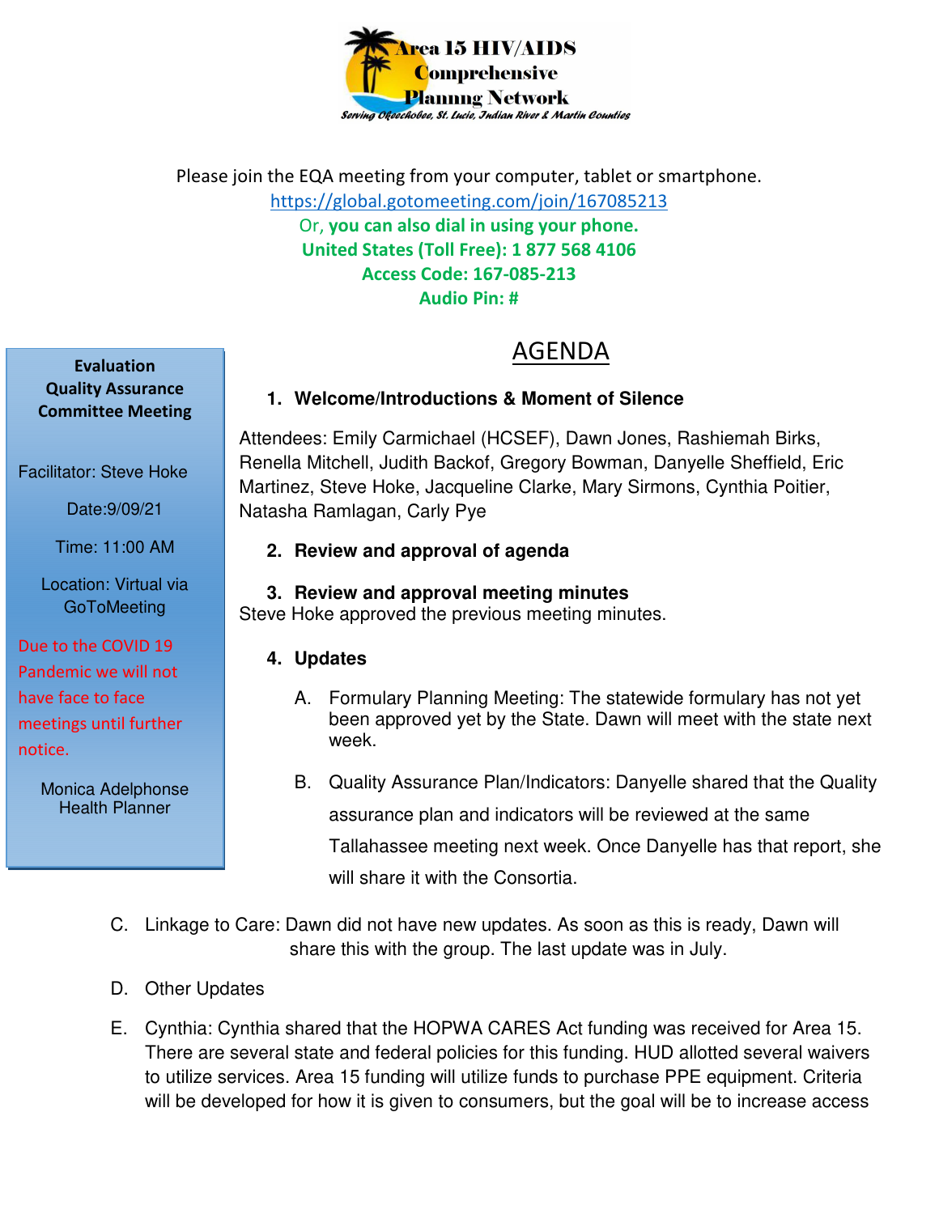**Area 15 HIV/AIDS Comprehensive Planning Network**

*Serving Okeechobee, St. Lucie, Indian River & Martin Counties*

Please join the EQA meeting from your computer, tablet or smartphone.
https://global.gotomeeting.com/join/167085213
Or, **you can also dial in using your phone.**
**United States (Toll Free): 1 877 568 4106**
**Access Code: 167-085-213**
**Audio Pin: #**

**Evaluation Quality Assurance Committee Meeting**

Facilitator: Steve Hoke

Date:9/09/21

Time: 11:00 AM

Location: Virtual via GoToMeeting

Due to the COVID 19 Pandemic we will not have face to face meetings until further notice.

Monica Adelphonse
Health Planner

# AGENDA

1. **Welcome/Introductions & Moment of Silence**

Attendees: Emily Carmichael (HCSEF), Dawn Jones, Rashiemah Birks, Renella Mitchell, Judith Backof, Gregory Bowman, Danyelle Sheffield, Eric Martinez, Steve Hoke, Jacqueline Clarke, Mary Sirmons, Cynthia Poitier, Natasha Ramlagan, Carly Pye

2. **Review and approval of agenda**

3. **Review and approval meeting minutes**

Steve Hoke approved the previous meeting minutes.

4. **Updates**

   A. Formulary Planning Meeting: The statewide formulary has not yet been approved yet by the State. Dawn will meet with the state next week.

   B. Quality Assurance Plan/Indicators: Danyelle shared that the Quality assurance plan and indicators will be reviewed at the same Tallahassee meeting next week. Once Danyelle has that report, she will share it with the Consortia.

   C. Linkage to Care: Dawn did not have new updates. As soon as this is ready, Dawn will share this with the group. The last update was in July.

   D. Other Updates

   E. Cynthia: Cynthia shared that the HOPWA CARES Act funding was received for Area 15. There are several state and federal policies for this funding. HUD allotted several waivers to utilize services. Area 15 funding will utilize funds to purchase PPE equipment. Criteria will be developed for how it is given to consumers, but the goal will be to increase access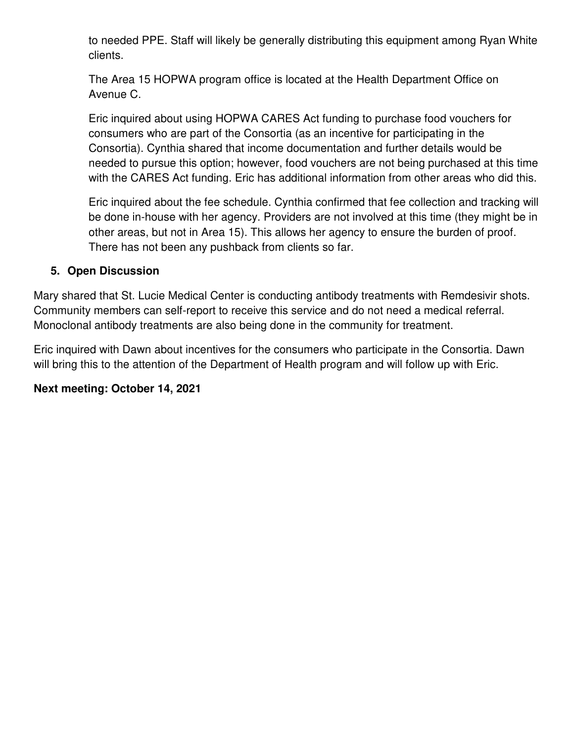to needed PPE. Staff will likely be generally distributing this equipment among Ryan White clients.

The Area 15 HOPWA program office is located at the Health Department Office on Avenue C.

Eric inquired about using HOPWA CARES Act funding to purchase food vouchers for consumers who are part of the Consortia (as an incentive for participating in the Consortia). Cynthia shared that income documentation and further details would be needed to pursue this option; however, food vouchers are not being purchased at this time with the CARES Act funding. Eric has additional information from other areas who did this.

Eric inquired about the fee schedule. Cynthia confirmed that fee collection and tracking will be done in-house with her agency. Providers are not involved at this time (they might be in other areas, but not in Area 15). This allows her agency to ensure the burden of proof. There has not been any pushback from clients so far.

## 5. Open Discussion

Mary shared that St. Lucie Medical Center is conducting antibody treatments with Remdesivir shots. Community members can self-report to receive this service and do not need a medical referral. Monoclonal antibody treatments are also being done in the community for treatment.

Eric inquired with Dawn about incentives for the consumers who participate in the Consortia. Dawn will bring this to the attention of the Department of Health program and will follow up with Eric.

**Next meeting: October 14, 2021**